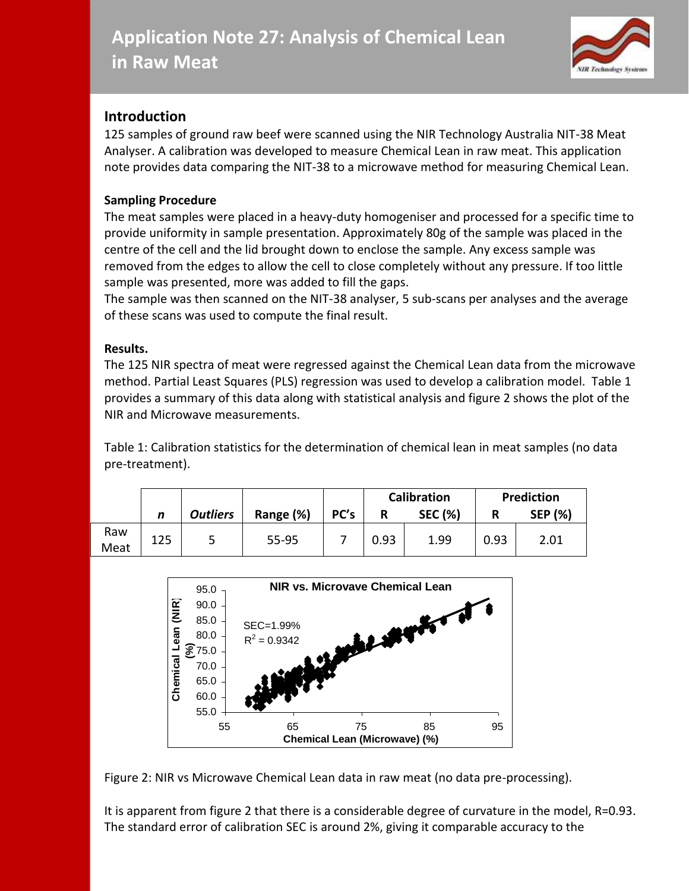# Application Note 27: Analysis of Chemical Lean in Raw Meat

## Introduction

125 samples of ground raw beef were scanned using the NIR Technology Australia NIT-38 Meat Analyser. A calibration was developed to measure Chemical Lean in raw meat. This application note provides data comparing the NIT-38 to a microwave method for measuring Chemical Lean.

**Sampling Procedure**

The meat samples were placed in a heavy-duty homogeniser and processed for a specific time to provide uniformity in sample presentation. Approximately 80g of the sample was placed in the centre of the cell and the lid brought down to enclose the sample. Any excess sample was removed from the edges to allow the cell to close completely without any pressure. If too little sample was presented, more was added to fill the gaps.

The sample was then scanned on the NIT-38 analyser, 5 sub-scans per analyses and the average of these scans was used to compute the final result.

**Results.**

The 125 NIR spectra of meat were regressed against the Chemical Lean data from the microwave method. Partial Least Squares (PLS) regression was used to develop a calibration model. Table 1 provides a summary of this data along with statistical analysis and figure 2 shows the plot of the NIR and Microwave measurements.

Table 1: Calibration statistics for the determination of chemical lean in meat samples (no data pre-treatment).

| | | | | | Calibration | | Prediction | |
|---|---|---|---|---|---|---|---|---|
| | *n* | *Outliers* | Range (%) | PC's | R | SEC (%) | R | SEP (%) |
| Raw Meat | 125 | 5 | 55-95 | 7 | 0.93 | 1.99 | 0.93 | 2.01 |

Figure 2: NIR vs Microwave Chemical Lean data in raw meat (no data pre-processing).

It is apparent from figure 2 that there is a considerable degree of curvature in the model, R=0.93. The standard error of calibration SEC is around 2%, giving it comparable accuracy to the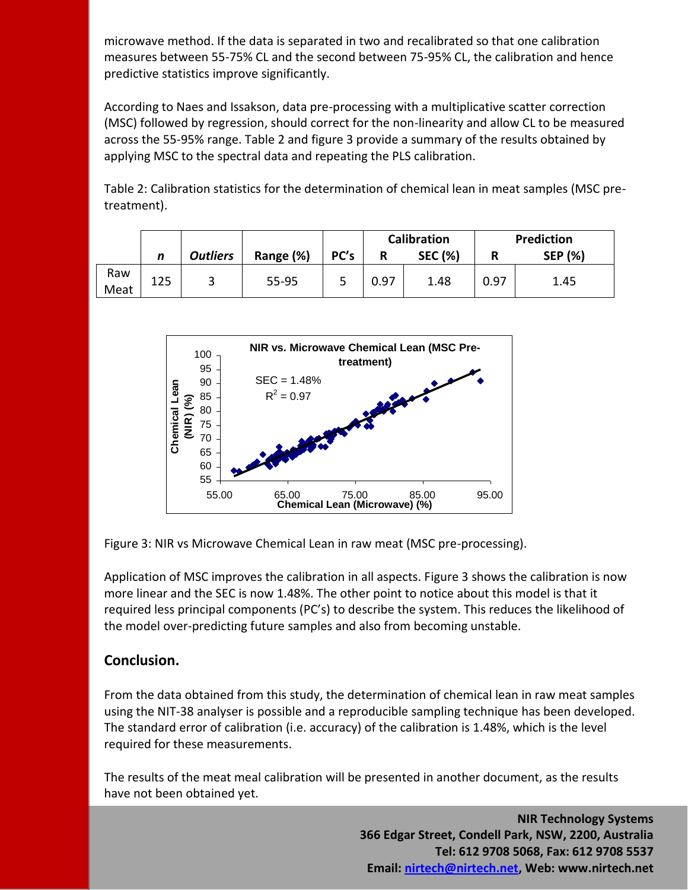microwave method. If the data is separated in two and recalibrated so that one calibration measures between 55-75% CL and the second between 75-95% CL, the calibration and hence predictive statistics improve significantly.

According to Naes and Issakson, data pre-processing with a multiplicative scatter correction (MSC) followed by regression, should correct for the non-linearity and allow CL to be measured across the 55-95% range. Table 2 and figure 3 provide a summary of the results obtained by applying MSC to the spectral data and repeating the PLS calibration.

Table 2: Calibration statistics for the determination of chemical lean in meat samples (MSC pre-treatment).

| | *n* | *Outliers* | Range (%) | PC's | Calibration | | Prediction | |
|---|---|---|---|---|---|---|---|---|
| | | | | | R | SEC (%) | R | SEP (%) |
| Raw Meat | 125 | 3 | 55-95 | 5 | 0.97 | 1.48 | 0.97 | 1.45 |

NIR vs. Microwave Chemical Lean (MSC Pre-treatment)

SEC = 1.48%

$R^2 = 0.97$

Chemical Lean (NIR) (%)

100, 95, 90, 85, 80, 75, 70, 65, 60, 55

Chemical Lean (Microwave) (%)

55.00, 65.00, 75.00, 85.00, 95.00

Figure 3: NIR vs Microwave Chemical Lean in raw meat (MSC pre-processing).

Application of MSC improves the calibration in all aspects. Figure 3 shows the calibration is now more linear and the SEC is now 1.48%. The other point to notice about this model is that it required less principal components (PC's) to describe the system. This reduces the likelihood of the model over-predicting future samples and also from becoming unstable.

## Conclusion.

From the data obtained from this study, the determination of chemical lean in raw meat samples using the NIT-38 analyser is possible and a reproducible sampling technique has been developed. The standard error of calibration (i.e. accuracy) of the calibration is 1.48%, which is the level required for these measurements.

The results of the meat meal calibration will be presented in another document, as the results have not been obtained yet.

**NIR Technology Systems**
**366 Edgar Street, Condell Park, NSW, 2200, Australia**
**Tel: 612 9708 5068, Fax: 612 9708 5537**
**Email: nirtech@nirtech.net, Web: www.nirtech.net**